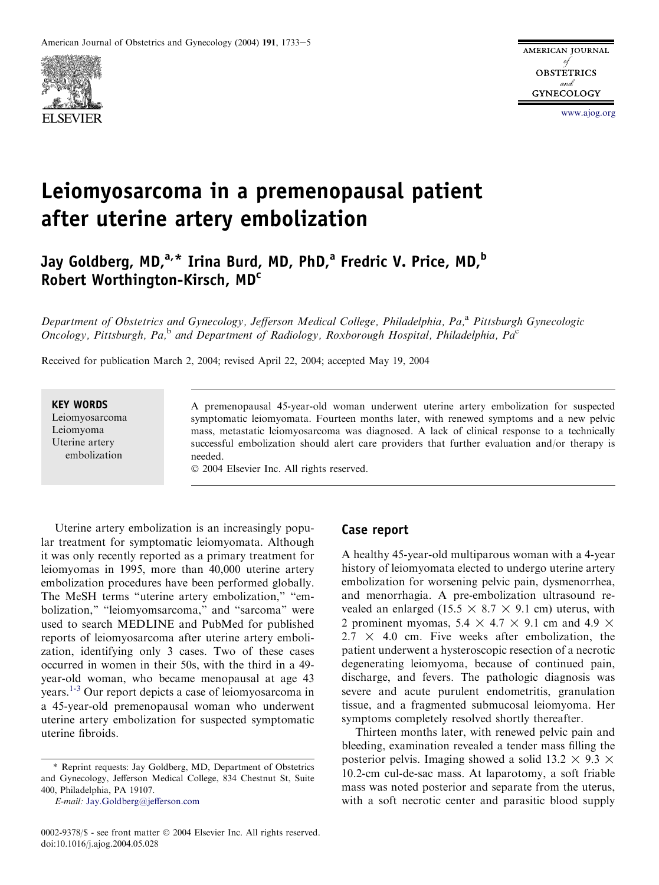# Leiomyosarcoma in a premenopausal patient after uterine artery embolization

**Jay Goldberg, MD,[a,*] Irina Burd, MD, PhD,[a] Fredric V. Price, MD,[b] Robert Worthington-Kirsch, MD[c]**

*Department of Obstetrics and Gynecology, Jefferson Medical College, Philadelphia, Pa,[a] Pittsburgh Gynecologic Oncology, Pittsburgh, Pa,[b] and Department of Radiology, Roxborough Hospital, Philadelphia, Pa[c]*

Received for publication March 2, 2004; revised April 22, 2004; accepted May 19, 2004

**KEY WORDS**
Leiomyosarcoma
Leiomyoma
Uterine artery embolization

A premenopausal 45-year-old woman underwent uterine artery embolization for suspected symptomatic leiomyomata. Fourteen months later, with renewed symptoms and a new pelvic mass, metastatic leiomyosarcoma was diagnosed. A lack of clinical response to a technically successful embolization should alert care providers that further evaluation and/or therapy is needed.
© 2004 Elsevier Inc. All rights reserved.

Uterine artery embolization is an increasingly popular treatment for symptomatic leiomyomata. Although it was only recently reported as a primary treatment for leiomyomas in 1995, more than 40,000 uterine artery embolization procedures have been performed globally. The MeSH terms "uterine artery embolization," "embolization," "leiomyomsarcoma," and "sarcoma" were used to search MEDLINE and PubMed for published reports of leiomyosarcoma after uterine artery embolization, identifying only 3 cases. Two of these cases occurred in women in their 50s, with the third in a 49-year-old woman, who became menopausal at age 43 years.[1-3] Our report depicts a case of leiomyosarcoma in a 45-year-old premenopausal woman who underwent uterine artery embolization for suspected symptomatic uterine fibroids.

## Case report

A healthy 45-year-old multiparous woman with a 4-year history of leiomyomata elected to undergo uterine artery embolization for worsening pelvic pain, dysmenorrhea, and menorrhagia. A pre-embolization ultrasound revealed an enlarged (15.5 × 8.7 × 9.1 cm) uterus, with 2 prominent myomas, 5.4 × 4.7 × 9.1 cm and 4.9 × 2.7 × 4.0 cm. Five weeks after embolization, the patient underwent a hysteroscopic resection of a necrotic degenerating leiomyoma, because of continued pain, discharge, and fevers. The pathologic diagnosis was severe and acute purulent endometritis, granulation tissue, and a fragmented submucosal leiomyoma. Her symptoms completely resolved shortly thereafter.

Thirteen months later, with renewed pelvic pain and bleeding, examination revealed a tender mass filling the posterior pelvis. Imaging showed a solid 13.2 × 9.3 × 10.2-cm cul-de-sac mass. At laparotomy, a soft friable mass was noted posterior and separate from the uterus, with a soft necrotic center and parasitic blood supply

\* Reprint requests: Jay Goldberg, MD, Department of Obstetrics and Gynecology, Jefferson Medical College, 834 Chestnut St, Suite 400, Philadelphia, PA 19107.
*E-mail:* Jay.Goldberg@jefferson.com

0002-9378/$ - see front matter © 2004 Elsevier Inc. All rights reserved.
doi:10.1016/j.ajog.2004.05.028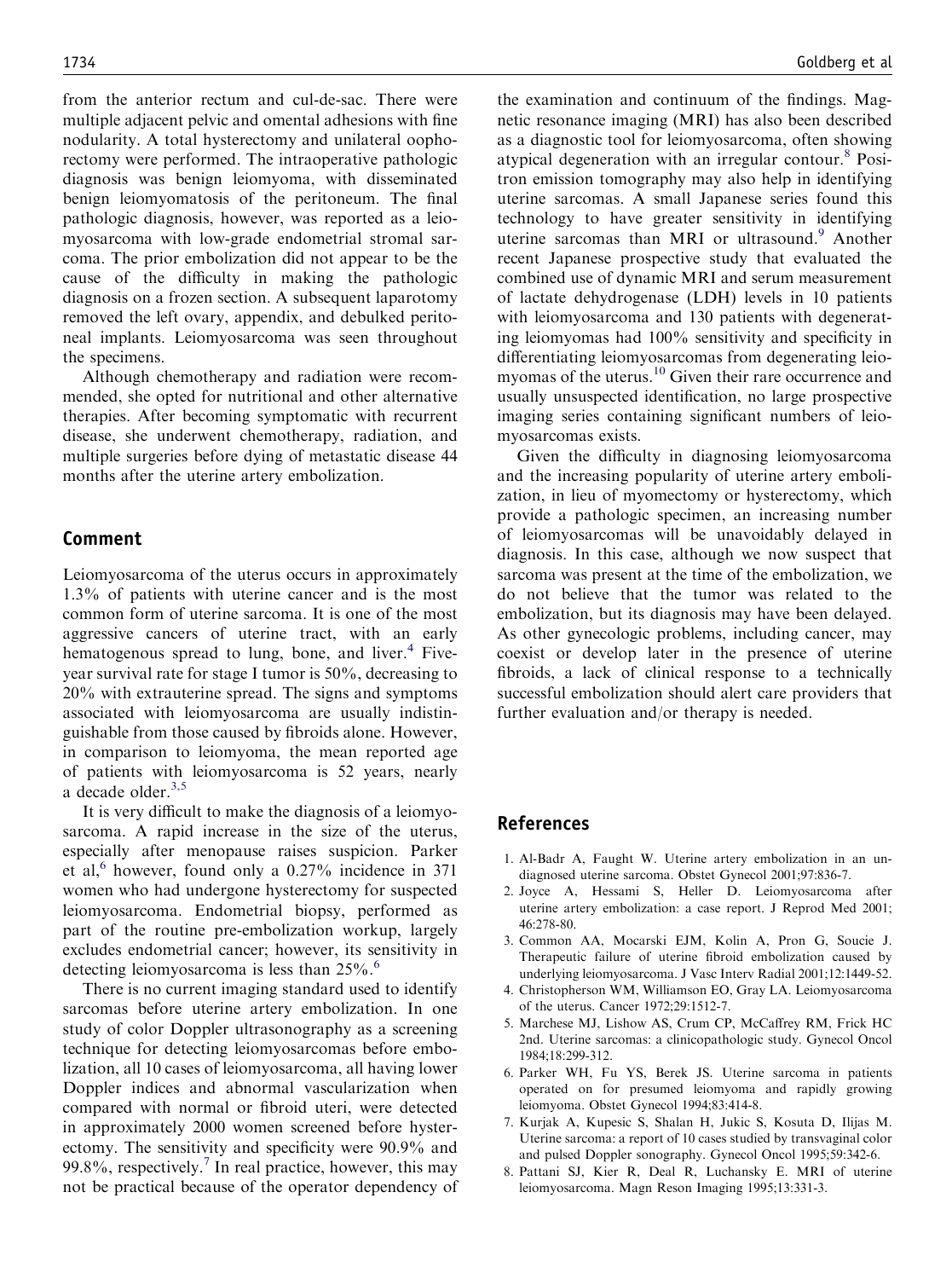from the anterior rectum and cul-de-sac. There were multiple adjacent pelvic and omental adhesions with fine nodularity. A total hysterectomy and unilateral oophorectomy were performed. The intraoperative pathologic diagnosis was benign leiomyoma, with disseminated benign leiomyomatosis of the peritoneum. The final pathologic diagnosis, however, was reported as a leiomyosarcoma with low-grade endometrial stromal sarcoma. The prior embolization did not appear to be the cause of the difficulty in making the pathologic diagnosis on a frozen section. A subsequent laparotomy removed the left ovary, appendix, and debulked peritoneal implants. Leiomyosarcoma was seen throughout the specimens.

Although chemotherapy and radiation were recommended, she opted for nutritional and other alternative therapies. After becoming symptomatic with recurrent disease, she underwent chemotherapy, radiation, and multiple surgeries before dying of metastatic disease 44 months after the uterine artery embolization.

## Comment

Leiomyosarcoma of the uterus occurs in approximately 1.3% of patients with uterine cancer and is the most common form of uterine sarcoma. It is one of the most aggressive cancers of uterine tract, with an early hematogenous spread to lung, bone, and liver.[4] Five-year survival rate for stage I tumor is 50%, decreasing to 20% with extrauterine spread. The signs and symptoms associated with leiomyosarcoma are usually indistinguishable from those caused by fibroids alone. However, in comparison to leiomyoma, the mean reported age of patients with leiomyosarcoma is 52 years, nearly a decade older.[3,5]

It is very difficult to make the diagnosis of a leiomyosarcoma. A rapid increase in the size of the uterus, especially after menopause raises suspicion. Parker et al,[6] however, found only a 0.27% incidence in 371 women who had undergone hysterectomy for suspected leiomyosarcoma. Endometrial biopsy, performed as part of the routine pre-embolization workup, largely excludes endometrial cancer; however, its sensitivity in detecting leiomyosarcoma is less than 25%.[6]

There is no current imaging standard used to identify sarcomas before uterine artery embolization. In one study of color Doppler ultrasonography as a screening technique for detecting leiomyosarcomas before embolization, all 10 cases of leiomyosarcoma, all having lower Doppler indices and abnormal vascularization when compared with normal or fibroid uteri, were detected in approximately 2000 women screened before hysterectomy. The sensitivity and specificity were 90.9% and 99.8%, respectively.[7] In real practice, however, this may not be practical because of the operator dependency of the examination and continuum of the findings. Magnetic resonance imaging (MRI) has also been described as a diagnostic tool for leiomyosarcoma, often showing atypical degeneration with an irregular contour.[8] Positron emission tomography may also help in identifying uterine sarcomas. A small Japanese series found this technology to have greater sensitivity in identifying uterine sarcomas than MRI or ultrasound.[9] Another recent Japanese prospective study that evaluated the combined use of dynamic MRI and serum measurement of lactate dehydrogenase (LDH) levels in 10 patients with leiomyosarcoma and 130 patients with degenerating leiomyomas had 100% sensitivity and specificity in differentiating leiomyosarcomas from degenerating leiomyomas of the uterus.[10] Given their rare occurrence and usually unsuspected identification, no large prospective imaging series containing significant numbers of leiomyosarcomas exists.

Given the difficulty in diagnosing leiomyosarcoma and the increasing popularity of uterine artery embolization, in lieu of myomectomy or hysterectomy, which provide a pathologic specimen, an increasing number of leiomyosarcomas will be unavoidably delayed in diagnosis. In this case, although we now suspect that sarcoma was present at the time of the embolization, we do not believe that the tumor was related to the embolization, but its diagnosis may have been delayed. As other gynecologic problems, including cancer, may coexist or develop later in the presence of uterine fibroids, a lack of clinical response to a technically successful embolization should alert care providers that further evaluation and/or therapy is needed.

## References

1. Al-Badr A, Faught W. Uterine artery embolization in an undiagnosed uterine sarcoma. Obstet Gynecol 2001;97:836-7.
2. Joyce A, Hessami S, Heller D. Leiomyosarcoma after uterine artery embolization: a case report. J Reprod Med 2001;46:278-80.
3. Common AA, Mocarski EJM, Kolin A, Pron G, Soucie J. Therapeutic failure of uterine fibroid embolization caused by underlying leiomyosarcoma. J Vasc Interv Radial 2001;12:1449-52.
4. Christopherson WM, Williamson EO, Gray LA. Leiomyosarcoma of the uterus. Cancer 1972;29:1512-7.
5. Marchese MJ, Lishow AS, Crum CP, McCaffrey RM, Frick HC 2nd. Uterine sarcomas: a clinicopathologic study. Gynecol Oncol 1984;18:299-312.
6. Parker WH, Fu YS, Berek JS. Uterine sarcoma in patients operated on for presumed leiomyoma and rapidly growing leiomyoma. Obstet Gynecol 1994;83:414-8.
7. Kurjak A, Kupesic S, Shalan H, Jukic S, Kosuta D, Ilijas M. Uterine sarcoma: a report of 10 cases studied by transvaginal color and pulsed Doppler sonography. Gynecol Oncol 1995;59:342-6.
8. Pattani SJ, Kier R, Deal R, Luchansky E. MRI of uterine leiomyosarcoma. Magn Reson Imaging 1995;13:331-3.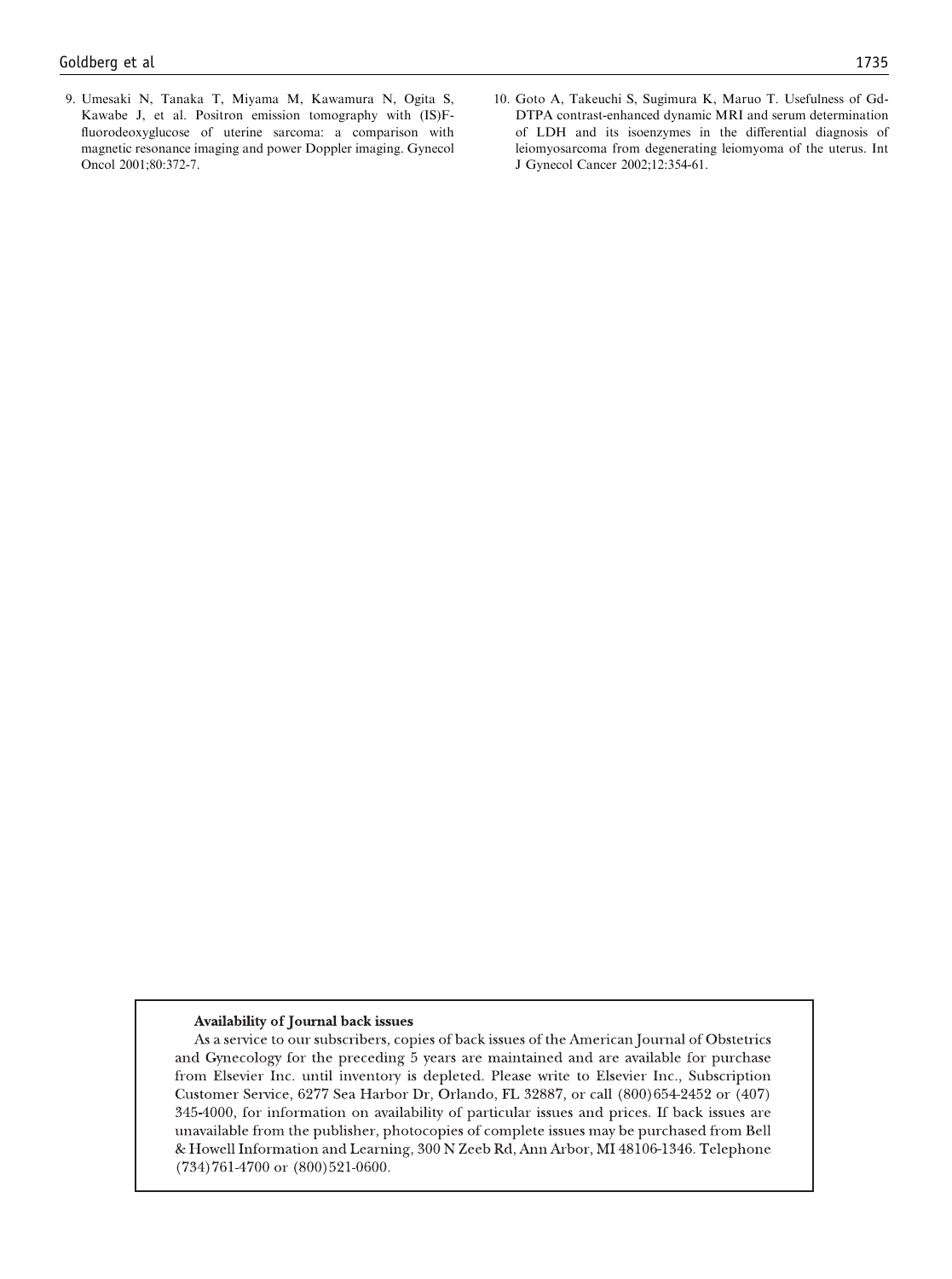9. Umesaki N, Tanaka T, Miyama M, Kawamura N, Ogita S, Kawabe J, et al. Positron emission tomography with (IS)F-fluorodeoxyglucose of uterine sarcoma: a comparison with magnetic resonance imaging and power Doppler imaging. Gynecol Oncol 2001;80:372-7.

10. Goto A, Takeuchi S, Sugimura K, Maruo T. Usefulness of Gd-DTPA contrast-enhanced dynamic MRI and serum determination of LDH and its isoenzymes in the differential diagnosis of leiomyosarcoma from degenerating leiomyoma of the uterus. Int J Gynecol Cancer 2002;12:354-61.

**Availability of Journal back issues**

As a service to our subscribers, copies of back issues of the American Journal of Obstetrics and Gynecology for the preceding 5 years are maintained and are available for purchase from Elsevier Inc. until inventory is depleted. Please write to Elsevier Inc., Subscription Customer Service, 6277 Sea Harbor Dr, Orlando, FL 32887, or call (800)654-2452 or (407) 345-4000, for information on availability of particular issues and prices. If back issues are unavailable from the publisher, photocopies of complete issues may be purchased from Bell & Howell Information and Learning, 300 N Zeeb Rd, Ann Arbor, MI 48106-1346. Telephone (734)761-4700 or (800)521-0600.